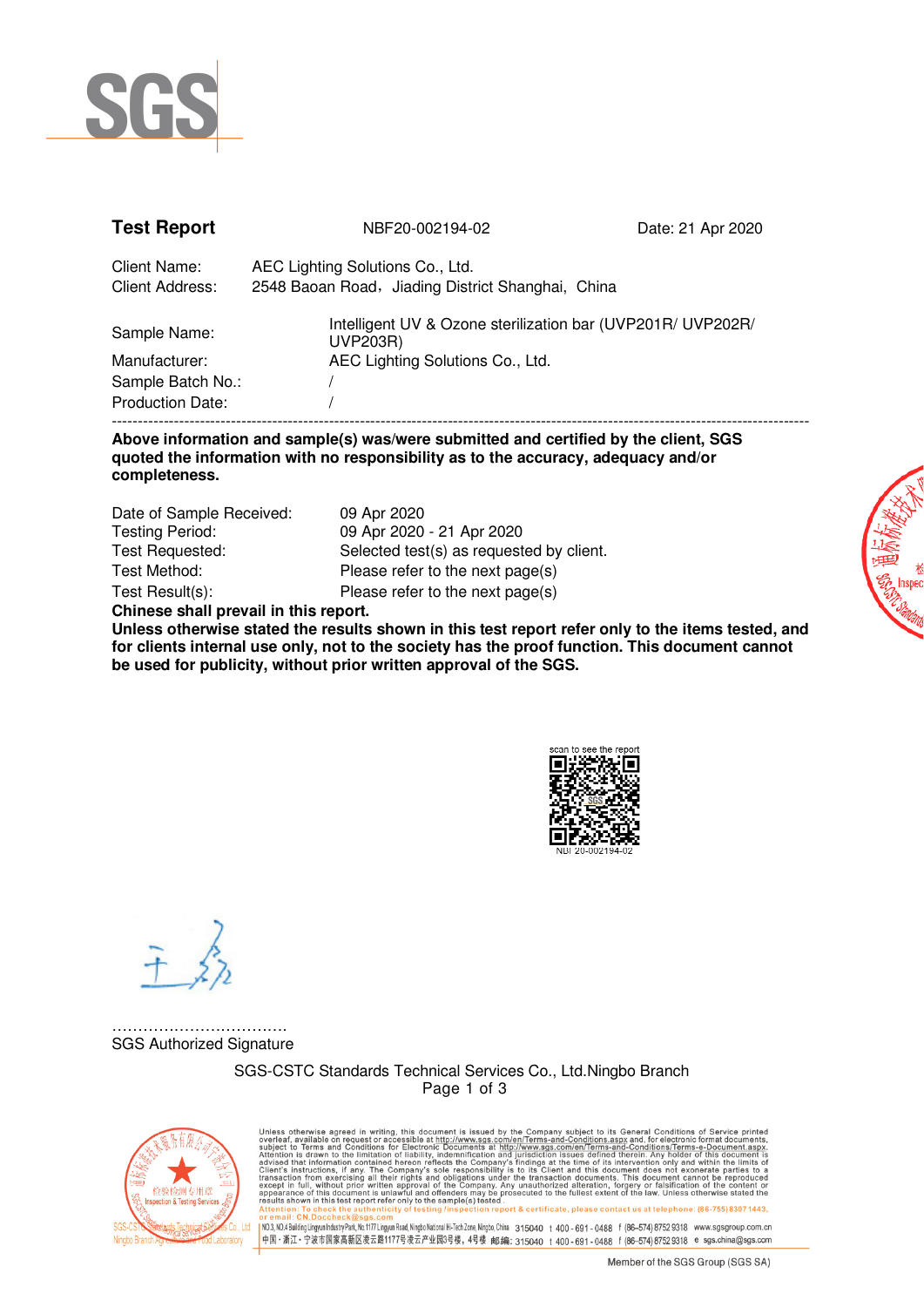SGS

**Test Report** NBF20-002194-02 Date: 21 Apr 2020

Client Name: AEC Lighting Solutions Co., Ltd.
Client Address: 2548 Baoan Road，Jiading District Shanghai, China

Sample Name: Intelligent UV & Ozone sterilization bar (UVP201R/ UVP202R/ UVP203R)
Manufacturer: AEC Lighting Solutions Co., Ltd.
Sample Batch No.: /
Production Date: /

---

**Above information and sample(s) was/were submitted and certified by the client, SGS quoted the information with no responsibility as to the accuracy, adequacy and/or completeness.**

Date of Sample Received: 09 Apr 2020
Testing Period: 09 Apr 2020 - 21 Apr 2020
Test Requested: Selected test(s) as requested by client.
Test Method: Please refer to the next page(s)
Test Result(s): Please refer to the next page(s)

**Chinese shall prevail in this report.**

**Unless otherwise stated the results shown in this test report refer only to the items tested, and for clients internal use only, not to the society has the proof function. This document cannot be used for publicity, without prior written approval of the SGS.**

scan to see the report
NBF20-002194-02

……………………………
SGS Authorized Signature

SGS-CSTC Standards Technical Services Co., Ltd.Ningbo Branch

Unless otherwise agreed in writing, this document is issued by the Company subject to its General Conditions of Service printed overleaf, available on request or accessible at http://www.sgs.com/en/Terms-and-Conditions.aspx and, for electronic format documents, subject to Terms and Conditions for Electronic Documents at http://www.sgs.com/en/Terms-and-Conditions/Terms-e-Document.aspx. Attention is drawn to the limitation of liability, indemnification and jurisdiction issues defined therein. Any holder of this document is advised that information contained hereon reflects the Company's findings at the time of its intervention only and within the limits of Client's instructions, if any. The Company's sole responsibility is to its Client and this document does not exonerate parties to a transaction from exercising all their rights and obligations under the transaction documents. This document cannot be reproduced except in full, without prior written approval of the Company. Any unauthorized alteration, forgery or falsification of the content or appearance of this document is unlawful and offenders may be prosecuted to the fullest extent of the law. Unless otherwise stated the results shown in this test report refer only to the sample(s) tested.
Attention: To check the authenticity of testing /inspection report & certificate, please contact us at telephone: (86-755) 8307 1443, or email: CN.Doccheck@sgs.com

NO.3, NO.4 Building Lingyun Industry Park, No.1177 Lingyun Road, Ningbo National Hi-Tech Zone, Ningbo, China 315040 t 400-691-0488 f (86-574) 8752 9318 www.sgsgroup.com.cn
中国・浙江・宁波市国家高新区凌云路1177号凌云产业园3号楼，4号楼 邮编: 315040 t 400-691-0488 f (86-574) 8752 9318 e sgs.china@sgs.com

Member of the SGS Group (SGS SA)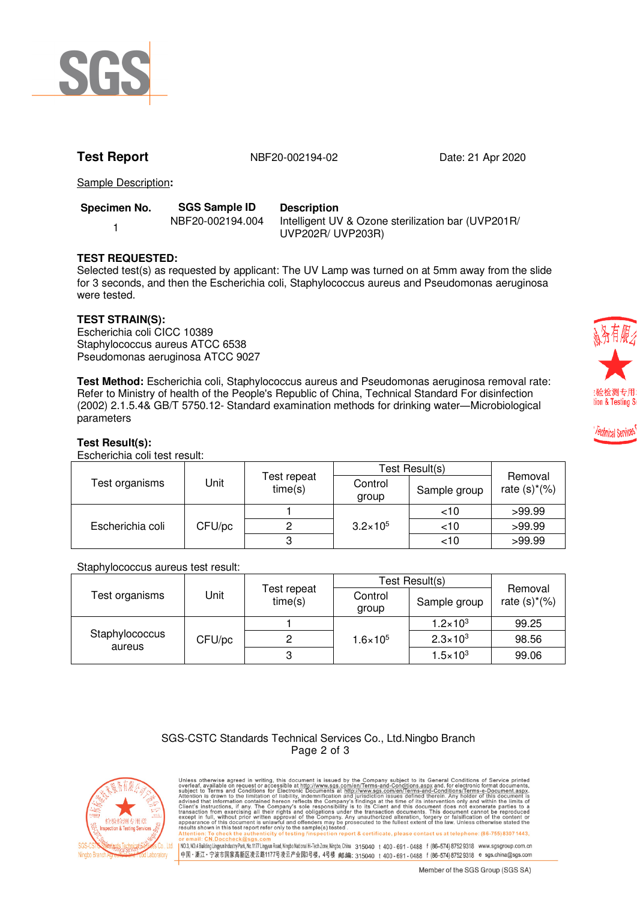**Test Report** NBF20-002194-02 Date: 21 Apr 2020

Sample Description:

| Specimen No. | SGS Sample ID | Description |
|---|---|---|
| 1 | NBF20-002194.004 | Intelligent UV & Ozone sterilization bar (UVP201R/ UVP202R/ UVP203R) |

**TEST REQUESTED:**
Selected test(s) as requested by applicant: The UV Lamp was turned on at 5mm away from the slide for 3 seconds, and then the Escherichia coli, Staphylococcus aureus and Pseudomonas aeruginosa were tested.

**TEST STRAIN(S):**
Escherichia coli CICC 10389
Staphylococcus aureus ATCC 6538
Pseudomonas aeruginosa ATCC 9027

**Test Method:** Escherichia coli, Staphylococcus aureus and Pseudomonas aeruginosa removal rate: Refer to Ministry of health of the People's Republic of China, Technical Standard For disinfection (2002) 2.1.5.4& GB/T 5750.12- Standard examination methods for drinking water—Microbiological parameters

**Test Result(s):**
Escherichia coli test result:

| Test organisms | Unit | Test repeat time(s) | Test Result(s) | | Removal rate (s)*(%) |
|---|---|---|---|---|---|
| | | | Control group | Sample group | |
| Escherichia coli | CFU/pc | 1 | $3.2\times10^5$ | <10 | >99.99 |
| | | 2 | | <10 | >99.99 |
| | | 3 | | <10 | >99.99 |

Staphylococcus aureus test result:

| Test organisms | Unit | Test repeat time(s) | Test Result(s) | | Removal rate (s)*(%) |
|---|---|---|---|---|---|
| | | | Control group | Sample group | |
| Staphylococcus aureus | CFU/pc | 1 | $1.6\times10^5$ | $1.2\times10^3$ | 99.25 |
| | | 2 | | $2.3\times10^3$ | 98.56 |
| | | 3 | | $1.5\times10^3$ | 99.06 |

SGS-CSTC Standards Technical Services Co., Ltd.Ningbo Branch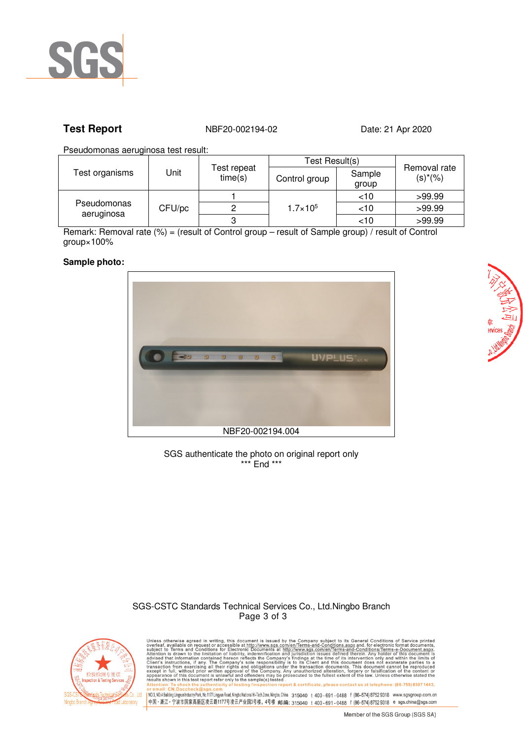**Test Report** NBF20-002194-02 Date: 21 Apr 2020

Pseudomonas aeruginosa test result:

| Test organisms | Unit | Test repeat time(s) | Test Result(s) | | Removal rate (s)*(%) |
|---|---|---|---|---|---|
| | | | Control group | Sample group | |
| Pseudomonas aeruginosa | CFU/pc | 1 | $1.7\times10^5$ | <10 | >99.99 |
| | | 2 | | <10 | >99.99 |
| | | 3 | | <10 | >99.99 |

Remark: Removal rate (%) = (result of Control group – result of Sample group) / result of Control group×100%

**Sample photo:**

NBF20-002194.004

SGS authenticate the photo on original report only

*** End ***

SGS-CSTC Standards Technical Services Co., Ltd.Ningbo Branch